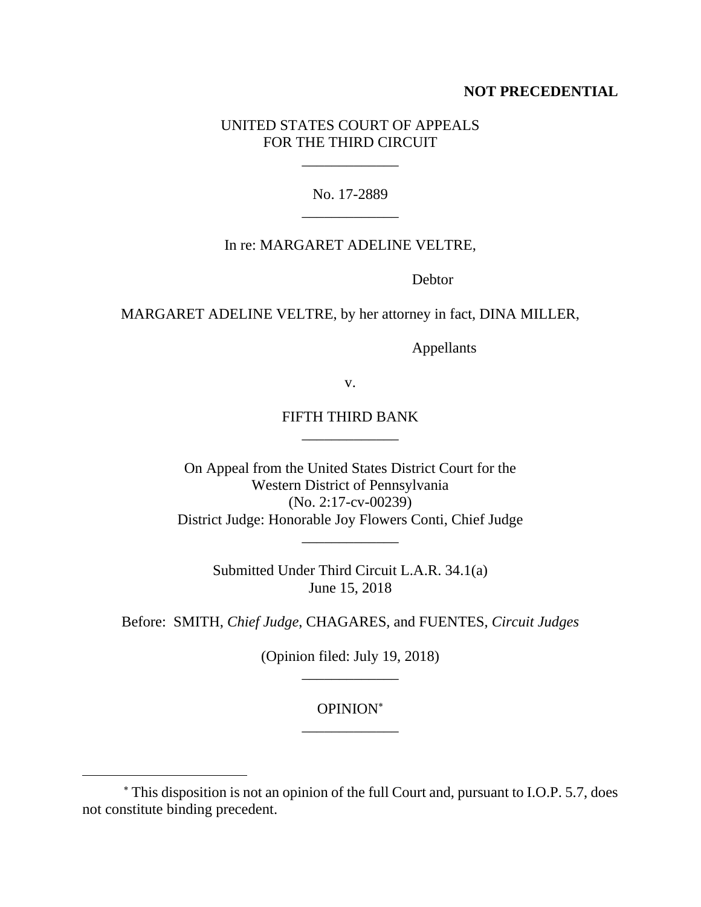**NOT PRECEDENTIAL**

UNITED STATES COURT OF APPEALS
FOR THE THIRD CIRCUIT

\_\_\_\_\_\_\_\_\_\_\_\_\_

No. 17-2889

\_\_\_\_\_\_\_\_\_\_\_\_\_

In re: MARGARET ADELINE VELTRE,

Debtor

MARGARET ADELINE VELTRE, by her attorney in fact, DINA MILLER,

Appellants

v.

FIFTH THIRD BANK

\_\_\_\_\_\_\_\_\_\_\_\_\_

On Appeal from the United States District Court for the
Western District of Pennsylvania
(No. 2:17-cv-00239)
District Judge: Honorable Joy Flowers Conti, Chief Judge

\_\_\_\_\_\_\_\_\_\_\_\_\_

Submitted Under Third Circuit L.A.R. 34.1(a)
June 15, 2018

Before: SMITH, *Chief Judge*, CHAGARES, and FUENTES, *Circuit Judges*

(Opinion filed: July 19, 2018)

\_\_\_\_\_\_\_\_\_\_\_\_\_

OPINION[*]

\_\_\_\_\_\_\_\_\_\_\_\_\_

---

[*] This disposition is not an opinion of the full Court and, pursuant to I.O.P. 5.7, does not constitute binding precedent.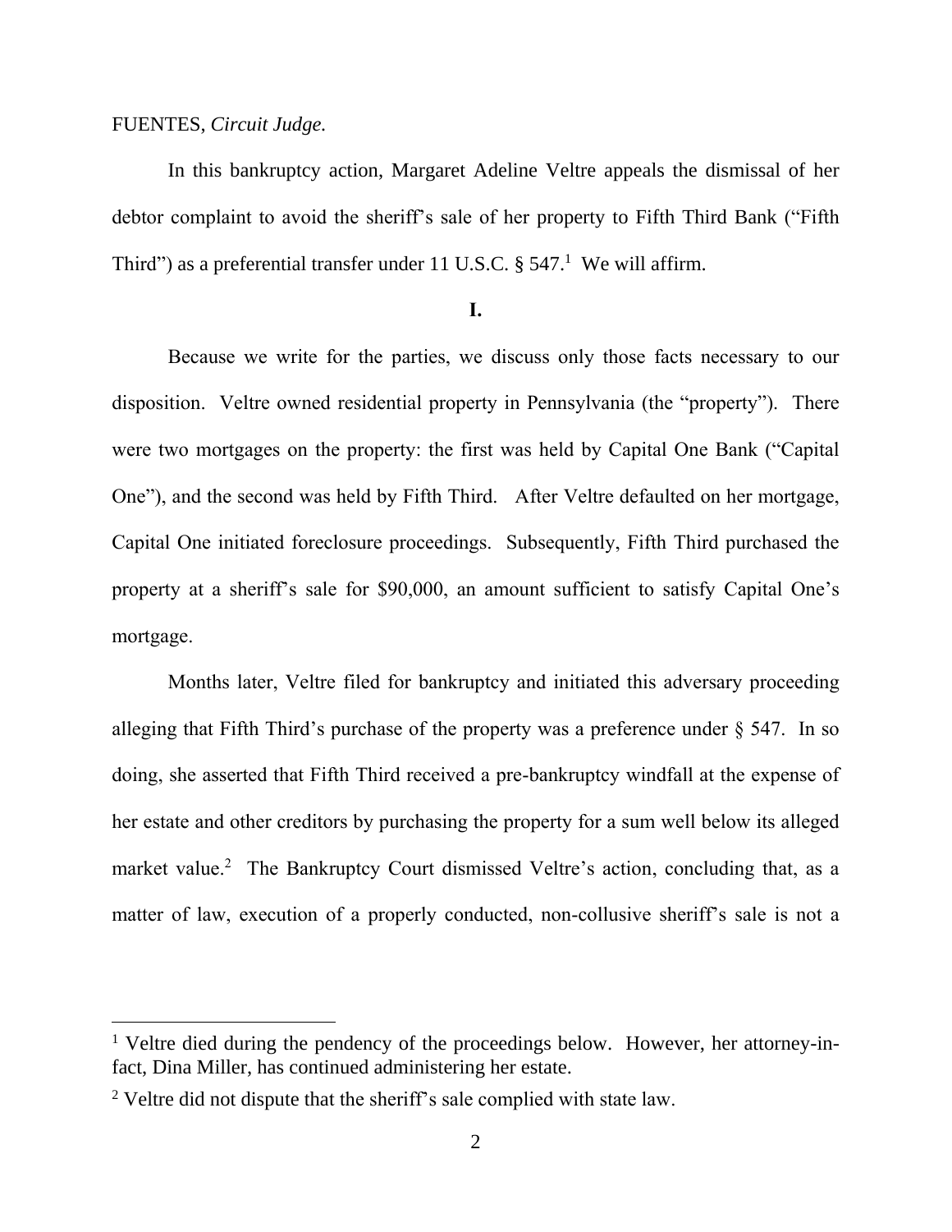FUENTES, *Circuit Judge.*

In this bankruptcy action, Margaret Adeline Veltre appeals the dismissal of her debtor complaint to avoid the sheriff's sale of her property to Fifth Third Bank ("Fifth Third") as a preferential transfer under 11 U.S.C. § 547.[1] We will affirm.

**I.**

Because we write for the parties, we discuss only those facts necessary to our disposition. Veltre owned residential property in Pennsylvania (the "property"). There were two mortgages on the property: the first was held by Capital One Bank ("Capital One"), and the second was held by Fifth Third. After Veltre defaulted on her mortgage, Capital One initiated foreclosure proceedings. Subsequently, Fifth Third purchased the property at a sheriff's sale for $90,000, an amount sufficient to satisfy Capital One's mortgage.

Months later, Veltre filed for bankruptcy and initiated this adversary proceeding alleging that Fifth Third's purchase of the property was a preference under § 547. In so doing, she asserted that Fifth Third received a pre-bankruptcy windfall at the expense of her estate and other creditors by purchasing the property for a sum well below its alleged market value.[2] The Bankruptcy Court dismissed Veltre's action, concluding that, as a matter of law, execution of a properly conducted, non-collusive sheriff's sale is not a

---

[1] Veltre died during the pendency of the proceedings below. However, her attorney-in-fact, Dina Miller, has continued administering her estate.

[2] Veltre did not dispute that the sheriff's sale complied with state law.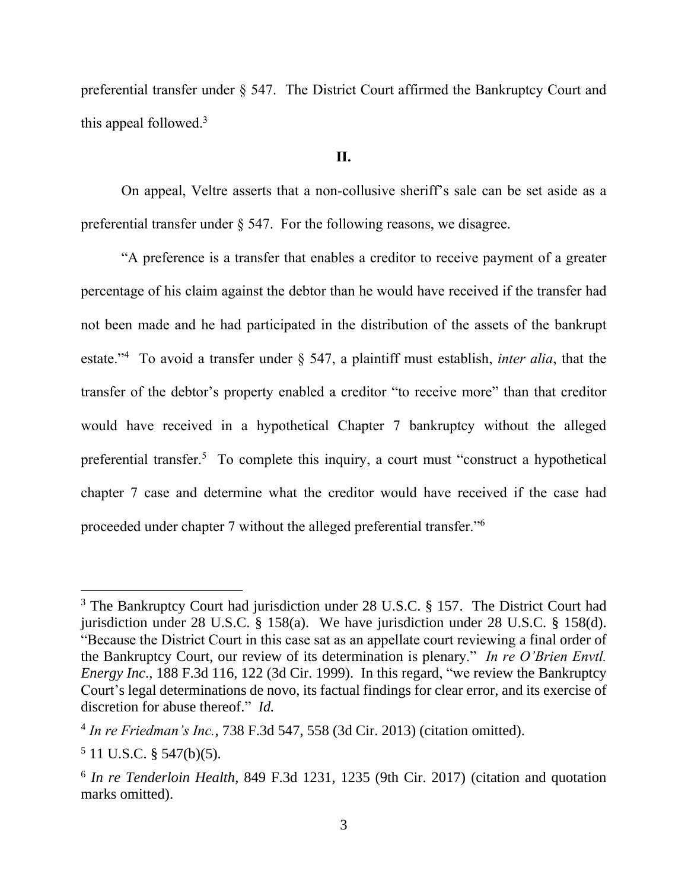preferential transfer under § 547. The District Court affirmed the Bankruptcy Court and this appeal followed.[3]

## II.

On appeal, Veltre asserts that a non-collusive sheriff's sale can be set aside as a preferential transfer under § 547. For the following reasons, we disagree.

"A preference is a transfer that enables a creditor to receive payment of a greater percentage of his claim against the debtor than he would have received if the transfer had not been made and he had participated in the distribution of the assets of the bankrupt estate."[4] To avoid a transfer under § 547, a plaintiff must establish, *inter alia*, that the transfer of the debtor's property enabled a creditor "to receive more" than that creditor would have received in a hypothetical Chapter 7 bankruptcy without the alleged preferential transfer.[5] To complete this inquiry, a court must "construct a hypothetical chapter 7 case and determine what the creditor would have received if the case had proceeded under chapter 7 without the alleged preferential transfer."[6]

---

[3] The Bankruptcy Court had jurisdiction under 28 U.S.C. § 157. The District Court had jurisdiction under 28 U.S.C. § 158(a). We have jurisdiction under 28 U.S.C. § 158(d). "Because the District Court in this case sat as an appellate court reviewing a final order of the Bankruptcy Court, our review of its determination is plenary." *In re O'Brien Envtl. Energy Inc*., 188 F.3d 116, 122 (3d Cir. 1999). In this regard, "we review the Bankruptcy Court's legal determinations de novo, its factual findings for clear error, and its exercise of discretion for abuse thereof." *Id.*

[4] *In re Friedman's Inc.*, 738 F.3d 547, 558 (3d Cir. 2013) (citation omitted).

[5] 11 U.S.C. § 547(b)(5).

[6] *In re Tenderloin Health*, 849 F.3d 1231, 1235 (9th Cir. 2017) (citation and quotation marks omitted).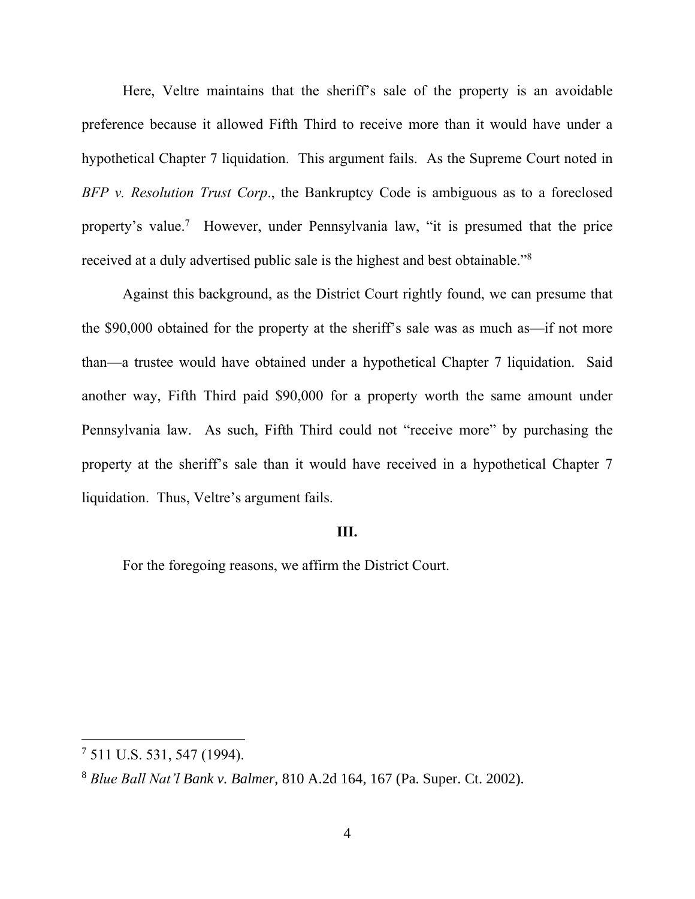Here, Veltre maintains that the sheriff's sale of the property is an avoidable preference because it allowed Fifth Third to receive more than it would have under a hypothetical Chapter 7 liquidation. This argument fails. As the Supreme Court noted in *BFP v. Resolution Trust Corp*., the Bankruptcy Code is ambiguous as to a foreclosed property's value.[7] However, under Pennsylvania law, "it is presumed that the price received at a duly advertised public sale is the highest and best obtainable."[8]

Against this background, as the District Court rightly found, we can presume that the $90,000 obtained for the property at the sheriff's sale was as much as—if not more than—a trustee would have obtained under a hypothetical Chapter 7 liquidation. Said another way, Fifth Third paid $90,000 for a property worth the same amount under Pennsylvania law. As such, Fifth Third could not "receive more" by purchasing the property at the sheriff's sale than it would have received in a hypothetical Chapter 7 liquidation. Thus, Veltre's argument fails.

**III.**

For the foregoing reasons, we affirm the District Court.

---

[7] 511 U.S. 531, 547 (1994).

[8] *Blue Ball Nat'l Bank v. Balmer,* 810 A.2d 164, 167 (Pa. Super. Ct. 2002).